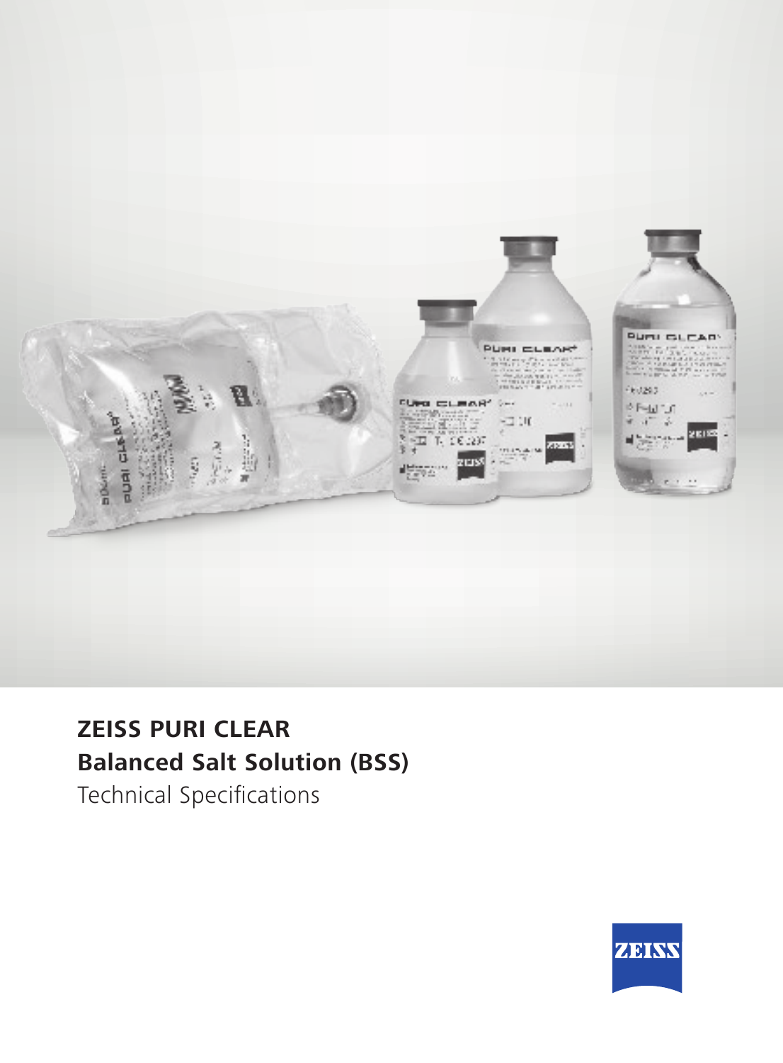# ZEISS PURI CLEAR

## Balanced Salt Solution (BSS)

Technical Specifications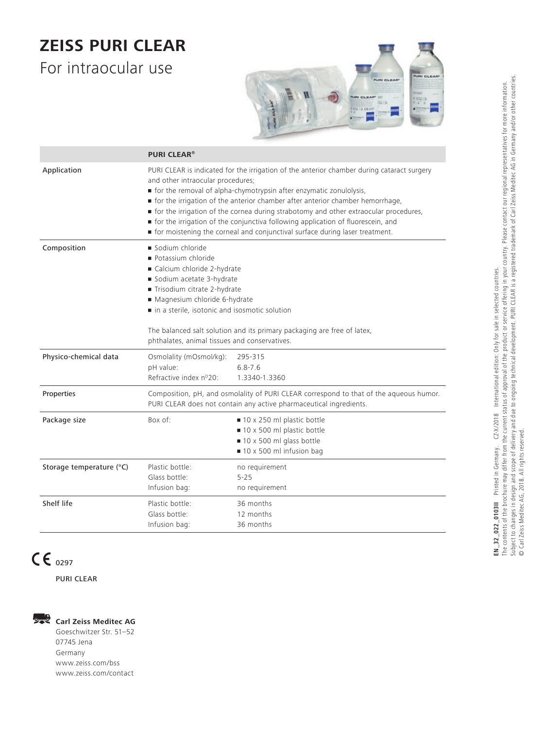# ZEISS PURI CLEAR

For intraocular use

| | PURI CLEAR® | |
|---|---|---|
| Application | PURI CLEAR is indicated for the irrigation of the anterior chamber during cataract surgery and other intraocular procedures;<br>■ for the removal of alpha-chymotrypsin after enzymatic zonulolysis,<br>■ for the irrigation of the anterior chamber after anterior chamber hemorrhage,<br>■ for the irrigation of the cornea during strabotomy and other extraocular procedures,<br>■ for the irrigation of the conjunctiva following application of fluorescein, and<br>■ for moistening the corneal and conjunctival surface during laser treatment. | |
| Composition | ■ Sodium chloride<br>■ Potassium chloride<br>■ Calcium chloride 2-hydrate<br>■ Sodium acetate 3-hydrate<br>■ Trisodium citrate 2-hydrate<br>■ Magnesium chloride 6-hydrate<br>■ in a sterile, isotonic and isosmotic solution<br><br>The balanced salt solution and its primary packaging are free of latex, phthalates, animal tissues and conservatives. | |
| Physico-chemical data | Osmolality (mOsmol/kg):<br>pH value:<br>Refractive index $n^D20$: | 295-315<br>6.8-7.6<br>1.3340-1.3360 |
| Properties | Composition, pH, and osmolality of PURI CLEAR correspond to that of the aqueous humor. PURI CLEAR does not contain any active pharmaceutical ingredients. | |
| Package size | Box of: | ■ 10 x 250 ml plastic bottle<br>■ 10 x 500 ml plastic bottle<br>■ 10 x 500 ml glass bottle<br>■ 10 x 500 ml infusion bag |
| Storage temperature (°C) | Plastic bottle:<br>Glass bottle:<br>Infusion bag: | no requirement<br>5-25<br>no requirement |
| Shelf life | Plastic bottle:<br>Glass bottle:<br>Infusion bag: | 36 months<br>12 months<br>36 months |

CE 0297

PURI CLEAR

**Carl Zeiss Meditec AG**
Goeschwitzer Str. 51–52
07745 Jena
Germany
www.zeiss.com/bss
www.zeiss.com/contact

**EN_32_022_0103II** Printed in Germany. CZ-X/2018 International edition: Only for sale in selected countries.
The contents of the brochure may differ from the current status of approval of the product or service offering in your country. Please contact our regional representatives for more information.
Subject to changes in design and scope of delivery and due to ongoing technical development. PURI CLEAR is a registered trademark of Carl Zeiss Meditec AG in Germany and/or other countries.
© Carl Zeiss Meditec AG, 2018. All rights reserved.